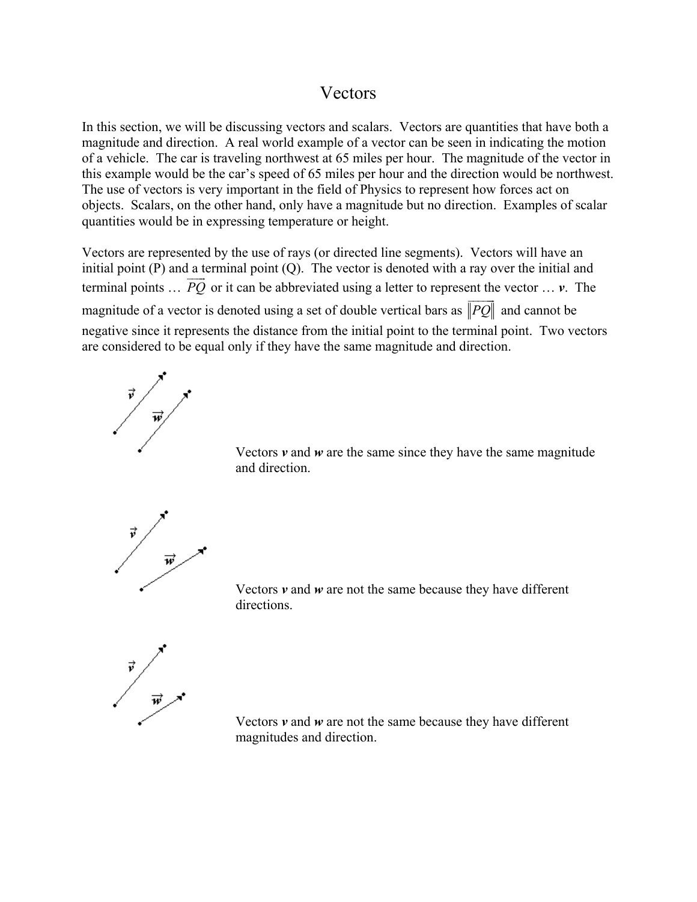# Vectors

In this section, we will be discussing vectors and scalars. Vectors are quantities that have both a magnitude and direction. A real world example of a vector can be seen in indicating the motion of a vehicle. The car is traveling northwest at 65 miles per hour. The magnitude of the vector in this example would be the car's speed of 65 miles per hour and the direction would be northwest. The use of vectors is very important in the field of Physics to represent how forces act on objects. Scalars, on the other hand, only have a magnitude but no direction. Examples of scalar quantities would be in expressing temperature or height.

Vectors are represented by the use of rays (or directed line segments). Vectors will have an initial point (P) and a terminal point (Q). The vector is denoted with a ray over the initial and terminal points … $\overrightarrow{PQ}$ or it can be abbreviated using a letter to represent the vector … ***v***. The magnitude of a vector is denoted using a set of double vertical bars as $\|\overrightarrow{PQ}\|$ and cannot be negative since it represents the distance from the initial point to the terminal point. Two vectors are considered to be equal only if they have the same magnitude and direction.

Vectors ***v*** and ***w*** are the same since they have the same magnitude and direction.

Vectors ***v*** and ***w*** are not the same because they have different directions.

Vectors ***v*** and ***w*** are not the same because they have different magnitudes and direction.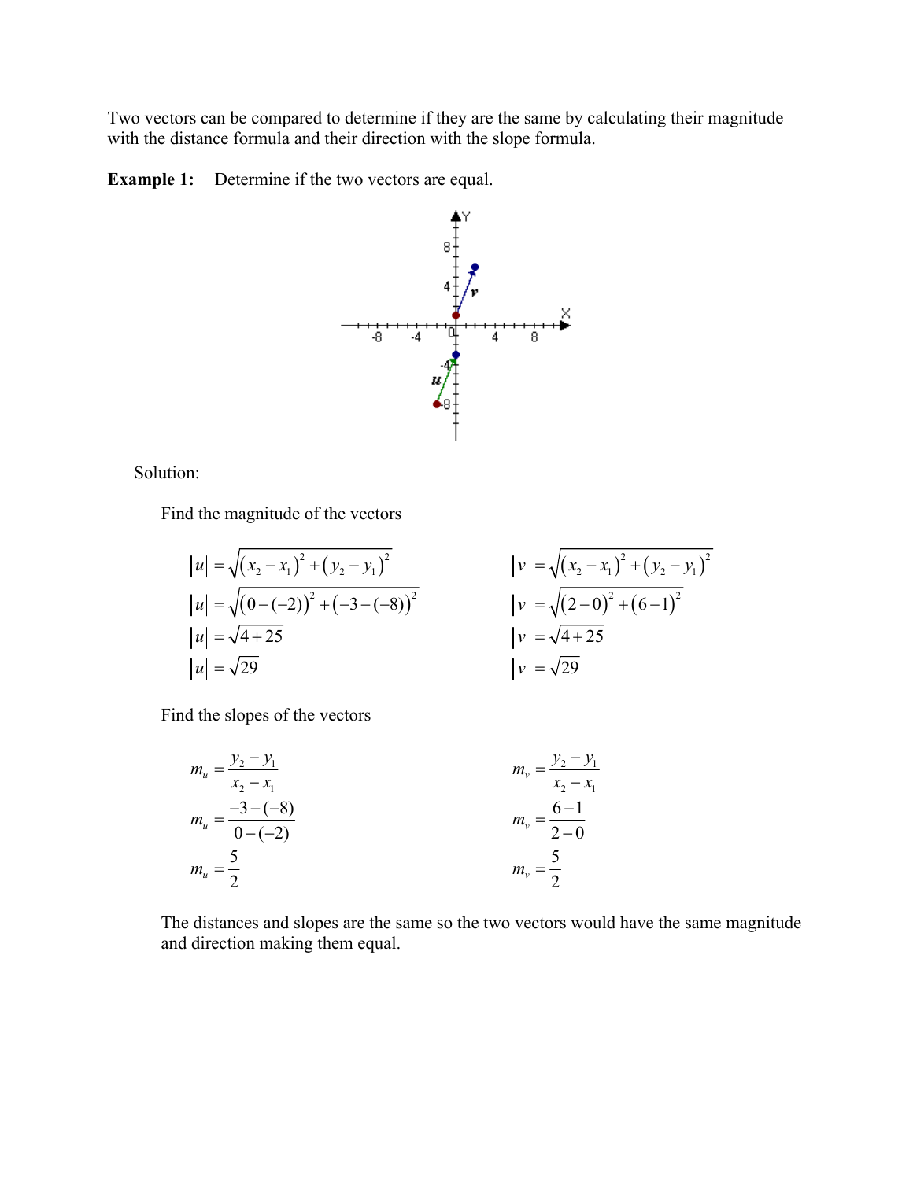Two vectors can be compared to determine if they are the same by calculating their magnitude with the distance formula and their direction with the slope formula.

**Example 1:** Determine if the two vectors are equal.

Solution:

Find the magnitude of the vectors

$$\|u\| = \sqrt{(x_2 - x_1)^2 + (y_2 - y_1)^2}$$
$$\|u\| = \sqrt{(0-(-2))^2 + (-3-(-8))^2}$$
$$\|u\| = \sqrt{4+25}$$
$$\|u\| = \sqrt{29}$$

$$\|v\| = \sqrt{(x_2 - x_1)^2 + (y_2 - y_1)^2}$$
$$\|v\| = \sqrt{(2-0)^2 + (6-1)^2}$$
$$\|v\| = \sqrt{4+25}$$
$$\|v\| = \sqrt{29}$$

Find the slopes of the vectors

$$m_u = \frac{y_2 - y_1}{x_2 - x_1}$$
$$m_u = \frac{-3-(-8)}{0-(-2)}$$
$$m_u = \frac{5}{2}$$

$$m_v = \frac{y_2 - y_1}{x_2 - x_1}$$
$$m_v = \frac{6-1}{2-0}$$
$$m_v = \frac{5}{2}$$

The distances and slopes are the same so the two vectors would have the same magnitude and direction making them equal.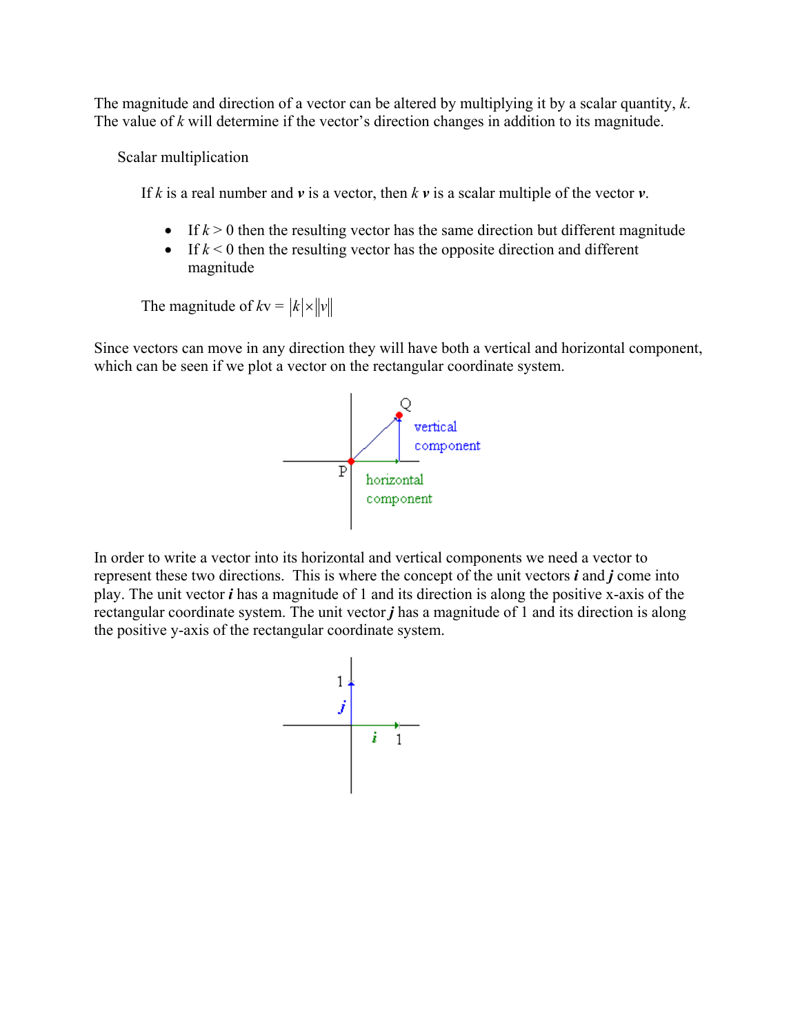The magnitude and direction of a vector can be altered by multiplying it by a scalar quantity, $k$. The value of $k$ will determine if the vector's direction changes in addition to its magnitude.

Scalar multiplication

If $k$ is a real number and $\boldsymbol{v}$ is a vector, then $k\,\boldsymbol{v}$ is a scalar multiple of the vector $\boldsymbol{v}$.

- If $k > 0$ then the resulting vector has the same direction but different magnitude
- If $k < 0$ then the resulting vector has the opposite direction and different magnitude

The magnitude of $k$v = $|k| \times \|v\|$

Since vectors can move in any direction they will have both a vertical and horizontal component, which can be seen if we plot a vector on the rectangular coordinate system.

In order to write a vector into its horizontal and vertical components we need a vector to represent these two directions. This is where the concept of the unit vectors $\boldsymbol{i}$ and $\boldsymbol{j}$ come into play. The unit vector $\boldsymbol{i}$ has a magnitude of 1 and its direction is along the positive x-axis of the rectangular coordinate system. The unit vector $\boldsymbol{j}$ has a magnitude of 1 and its direction is along the positive y-axis of the rectangular coordinate system.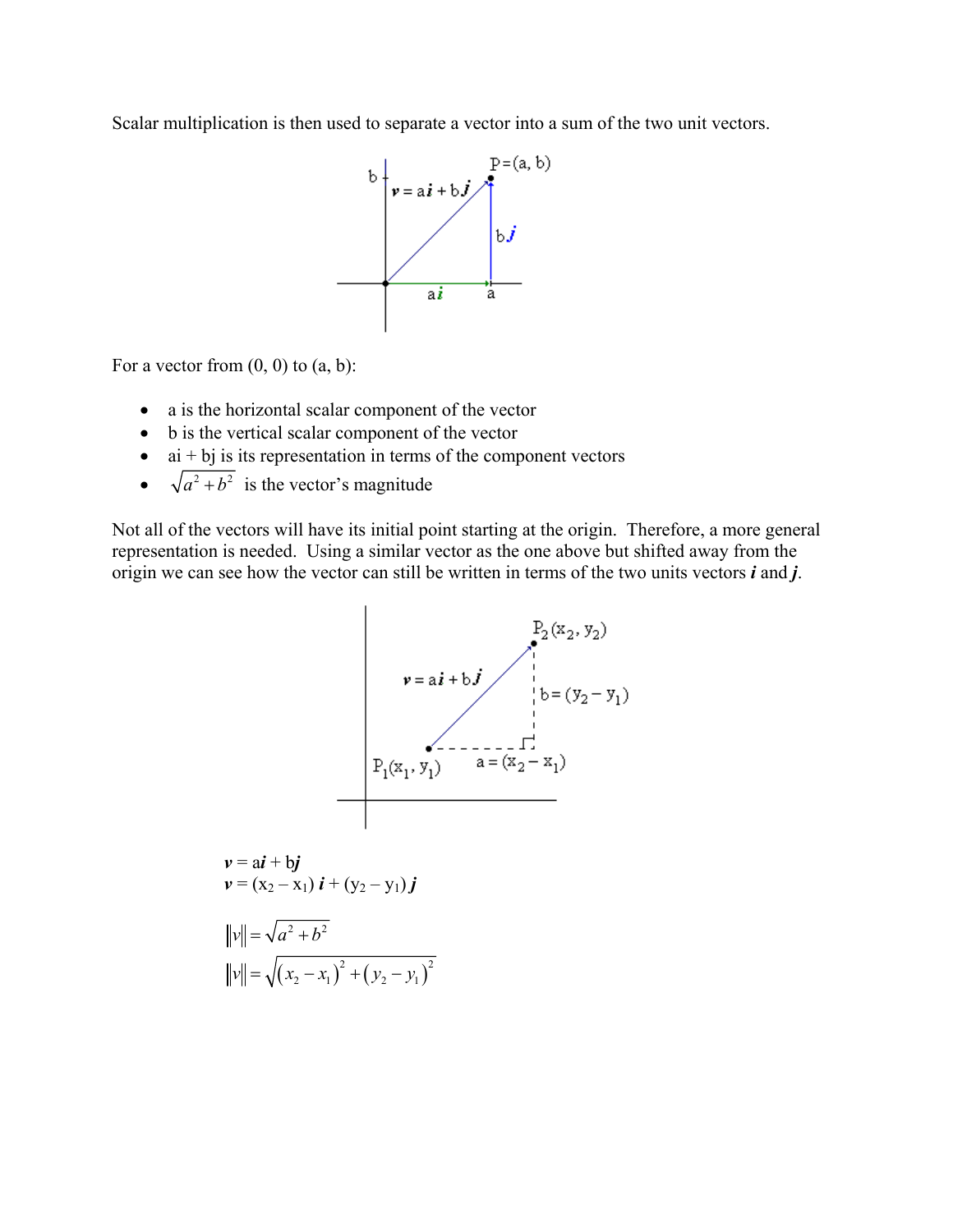Scalar multiplication is then used to separate a vector into a sum of the two unit vectors.

For a vector from (0, 0) to (a, b):

- a is the horizontal scalar component of the vector
- b is the vertical scalar component of the vector
- a**i** + b**j** is its representation in terms of the component vectors
- $\sqrt{a^2 + b^2}$ is the vector's magnitude

Not all of the vectors will have its initial point starting at the origin. Therefore, a more general representation is needed. Using a similar vector as the one above but shifted away from the origin we can see how the vector can still be written in terms of the two units vectors ***i*** and ***j***.

$$\boldsymbol{v} = a\boldsymbol{i} + b\boldsymbol{j}$$
$$\boldsymbol{v} = (x_2 - x_1)\,\boldsymbol{i} + (y_2 - y_1)\,\boldsymbol{j}$$

$$\|v\| = \sqrt{a^2 + b^2}$$
$$\|v\| = \sqrt{(x_2 - x_1)^2 + (y_2 - y_1)^2}$$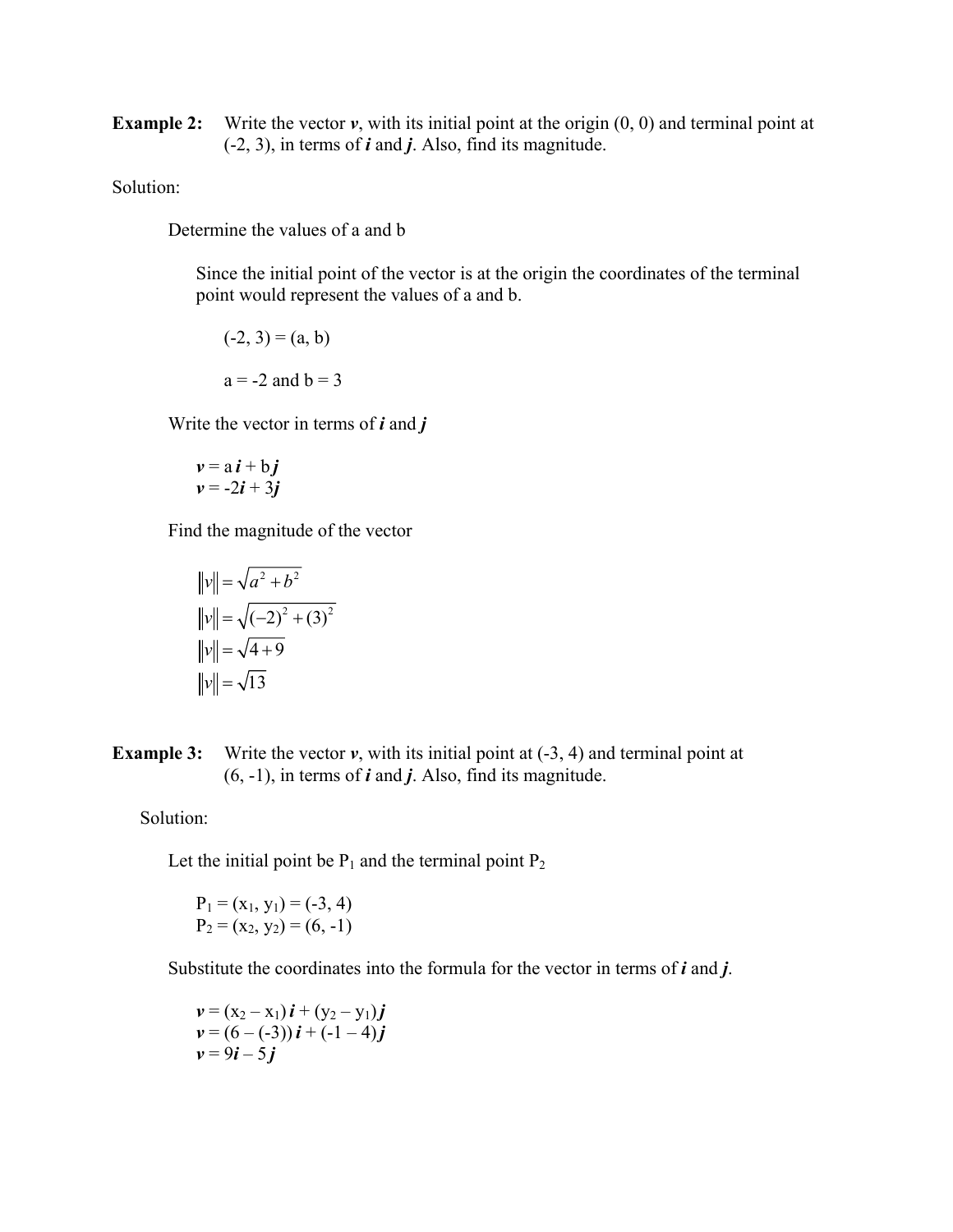**Example 2:** Write the vector ***v***, with its initial point at the origin (0, 0) and terminal point at (-2, 3), in terms of ***i*** and ***j***. Also, find its magnitude.

Solution:

Determine the values of a and b

Since the initial point of the vector is at the origin the coordinates of the terminal point would represent the values of a and b.

(-2, 3) = (a, b)

a = -2 and b = 3

Write the vector in terms of ***i*** and ***j***

$\boldsymbol{v} = a\boldsymbol{i} + b\boldsymbol{j}$
$\boldsymbol{v} = -2\boldsymbol{i} + 3\boldsymbol{j}$

Find the magnitude of the vector

$$\|v\| = \sqrt{a^2 + b^2}$$
$$\|v\| = \sqrt{(-2)^2 + (3)^2}$$
$$\|v\| = \sqrt{4 + 9}$$
$$\|v\| = \sqrt{13}$$

**Example 3:** Write the vector ***v***, with its initial point at (-3, 4) and terminal point at (6, -1), in terms of ***i*** and ***j***. Also, find its magnitude.

Solution:

Let the initial point be $P_1$ and the terminal point $P_2$

$P_1 = (x_1, y_1) = (-3, 4)$
$P_2 = (x_2, y_2) = (6, -1)$

Substitute the coordinates into the formula for the vector in terms of ***i*** and ***j***.

$\boldsymbol{v} = (x_2 - x_1)\boldsymbol{i} + (y_2 - y_1)\boldsymbol{j}$
$\boldsymbol{v} = (6 - (-3))\boldsymbol{i} + (-1 - 4)\boldsymbol{j}$
$\boldsymbol{v} = 9\boldsymbol{i} - 5\boldsymbol{j}$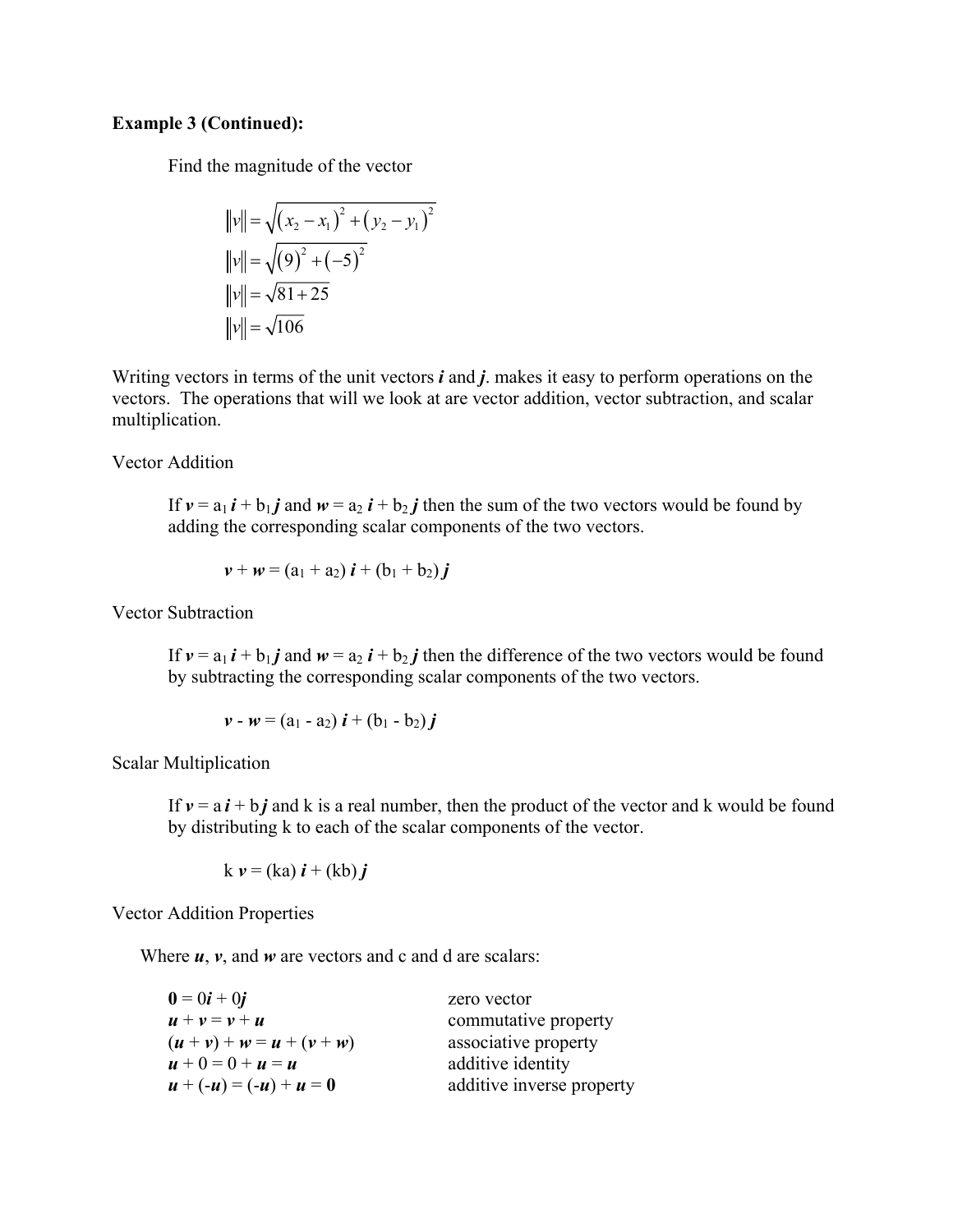**Example 3 (Continued):**

Find the magnitude of the vector

$$\|v\| = \sqrt{(x_2 - x_1)^2 + (y_2 - y_1)^2}$$
$$\|v\| = \sqrt{(9)^2 + (-5)^2}$$
$$\|v\| = \sqrt{81 + 25}$$
$$\|v\| = \sqrt{106}$$

Writing vectors in terms of the unit vectors ***i*** and ***j***. makes it easy to perform operations on the vectors. The operations that will we look at are vector addition, vector subtraction, and scalar multiplication.

Vector Addition

If $\boldsymbol{v} = a_1\boldsymbol{i} + b_1\boldsymbol{j}$ and $\boldsymbol{w} = a_2\boldsymbol{i} + b_2\boldsymbol{j}$ then the sum of the two vectors would be found by adding the corresponding scalar components of the two vectors.

$$\boldsymbol{v} + \boldsymbol{w} = (a_1 + a_2)\,\boldsymbol{i} + (b_1 + b_2)\,\boldsymbol{j}$$

Vector Subtraction

If $\boldsymbol{v} = a_1\boldsymbol{i} + b_1\boldsymbol{j}$ and $\boldsymbol{w} = a_2\boldsymbol{i} + b_2\boldsymbol{j}$ then the difference of the two vectors would be found by subtracting the corresponding scalar components of the two vectors.

$$\boldsymbol{v} - \boldsymbol{w} = (a_1 - a_2)\,\boldsymbol{i} + (b_1 - b_2)\,\boldsymbol{j}$$

Scalar Multiplication

If $\boldsymbol{v} = a\boldsymbol{i} + b\boldsymbol{j}$ and k is a real number, then the product of the vector and k would be found by distributing k to each of the scalar components of the vector.

$$k\,\boldsymbol{v} = (ka)\,\boldsymbol{i} + (kb)\,\boldsymbol{j}$$

Vector Addition Properties

Where ***u***, ***v***, and ***w*** are vectors and c and d are scalars:

| | |
|---|---|
| $\mathbf{0} = 0\boldsymbol{i} + 0\boldsymbol{j}$ | zero vector |
| $\boldsymbol{u} + \boldsymbol{v} = \boldsymbol{v} + \boldsymbol{u}$ | commutative property |
| $(\boldsymbol{u} + \boldsymbol{v}) + \boldsymbol{w} = \boldsymbol{u} + (\boldsymbol{v} + \boldsymbol{w})$ | associative property |
| $\boldsymbol{u} + 0 = 0 + \boldsymbol{u} = \boldsymbol{u}$ | additive identity |
| $\boldsymbol{u} + (-\boldsymbol{u}) = (-\boldsymbol{u}) + \boldsymbol{u} = \mathbf{0}$ | additive inverse property |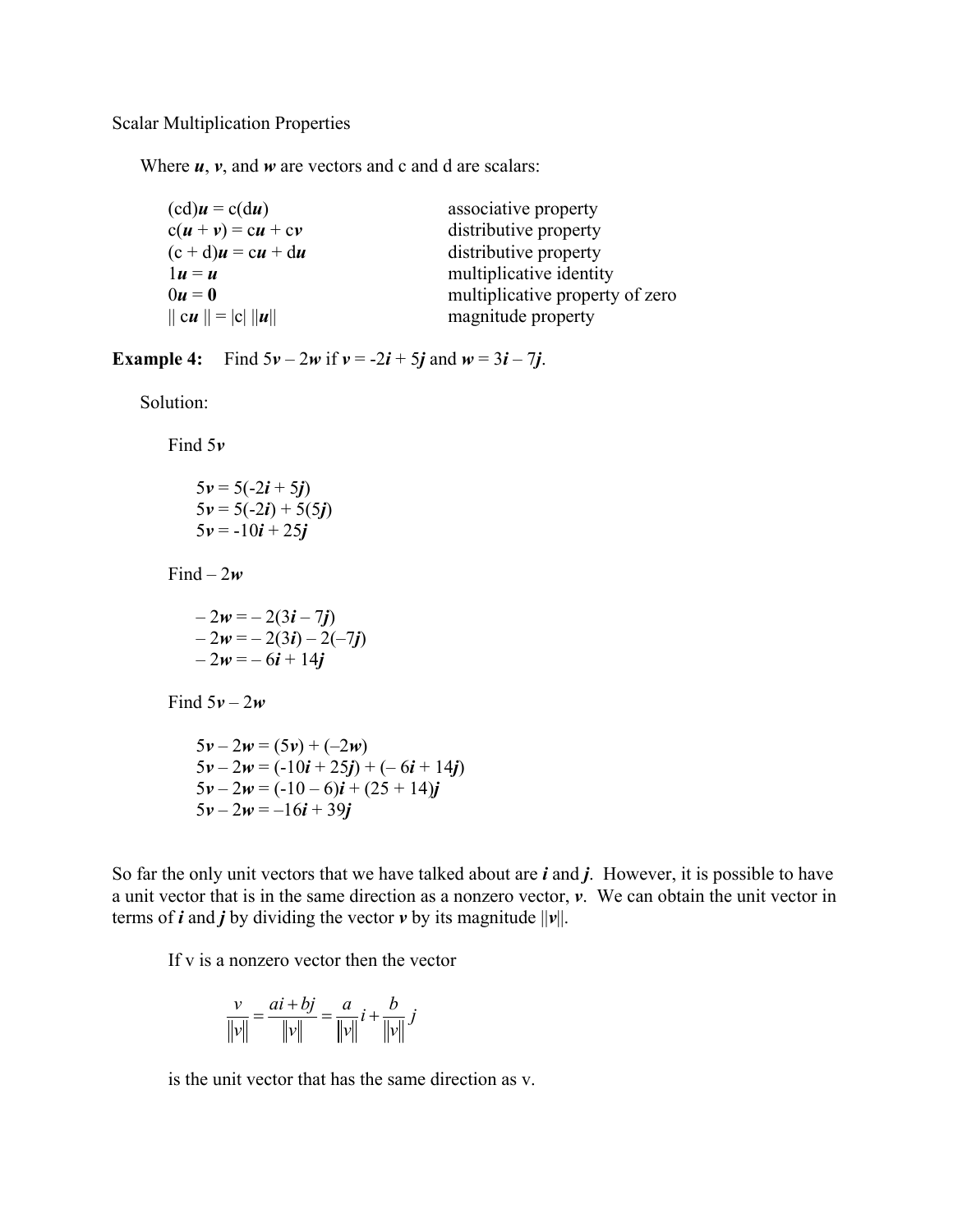Scalar Multiplication Properties

Where $\boldsymbol{u}$, $\boldsymbol{v}$, and $\boldsymbol{w}$ are vectors and c and d are scalars:

| | |
|---|---|
| $(cd)\boldsymbol{u} = c(d\boldsymbol{u})$ | associative property |
| $c(\boldsymbol{u} + \boldsymbol{v}) = c\boldsymbol{u} + c\boldsymbol{v}$ | distributive property |
| $(c + d)\boldsymbol{u} = c\boldsymbol{u} + d\boldsymbol{u}$ | distributive property |
| $1\boldsymbol{u} = \boldsymbol{u}$ | multiplicative identity |
| $0\boldsymbol{u} = \boldsymbol{0}$ | multiplicative property of zero |
| $\| c\boldsymbol{u} \| = \|c\| \, \|\boldsymbol{u}\|$ | magnitude property |

**Example 4:** Find $5\boldsymbol{v} - 2\boldsymbol{w}$ if $\boldsymbol{v} = -2\boldsymbol{i} + 5\boldsymbol{j}$ and $\boldsymbol{w} = 3\boldsymbol{i} - 7\boldsymbol{j}$.

Solution:

Find $5\boldsymbol{v}$

$5\boldsymbol{v} = 5(-2\boldsymbol{i} + 5\boldsymbol{j})$
$5\boldsymbol{v} = 5(-2\boldsymbol{i}) + 5(5\boldsymbol{j})$
$5\boldsymbol{v} = -10\boldsymbol{i} + 25\boldsymbol{j}$

Find $-2\boldsymbol{w}$

$-2\boldsymbol{w} = -2(3\boldsymbol{i} - 7\boldsymbol{j})$
$-2\boldsymbol{w} = -2(3\boldsymbol{i}) - 2(-7\boldsymbol{j})$
$-2\boldsymbol{w} = -6\boldsymbol{i} + 14\boldsymbol{j}$

Find $5\boldsymbol{v} - 2\boldsymbol{w}$

$5\boldsymbol{v} - 2\boldsymbol{w} = (5\boldsymbol{v}) + (-2\boldsymbol{w})$
$5\boldsymbol{v} - 2\boldsymbol{w} = (-10\boldsymbol{i} + 25\boldsymbol{j}) + (-6\boldsymbol{i} + 14\boldsymbol{j})$
$5\boldsymbol{v} - 2\boldsymbol{w} = (-10 - 6)\boldsymbol{i} + (25 + 14)\boldsymbol{j}$
$5\boldsymbol{v} - 2\boldsymbol{w} = -16\boldsymbol{i} + 39\boldsymbol{j}$

So far the only unit vectors that we have talked about are $\boldsymbol{i}$ and $\boldsymbol{j}$. However, it is possible to have a unit vector that is in the same direction as a nonzero vector, $\boldsymbol{v}$. We can obtain the unit vector in terms of $\boldsymbol{i}$ and $\boldsymbol{j}$ by dividing the vector $\boldsymbol{v}$ by its magnitude $\|\boldsymbol{v}\|$.

If v is a nonzero vector then the vector

$$\frac{v}{\|v\|} = \frac{ai + bj}{\|v\|} = \frac{a}{\|v\|}i + \frac{b}{\|v\|}j$$

is the unit vector that has the same direction as v.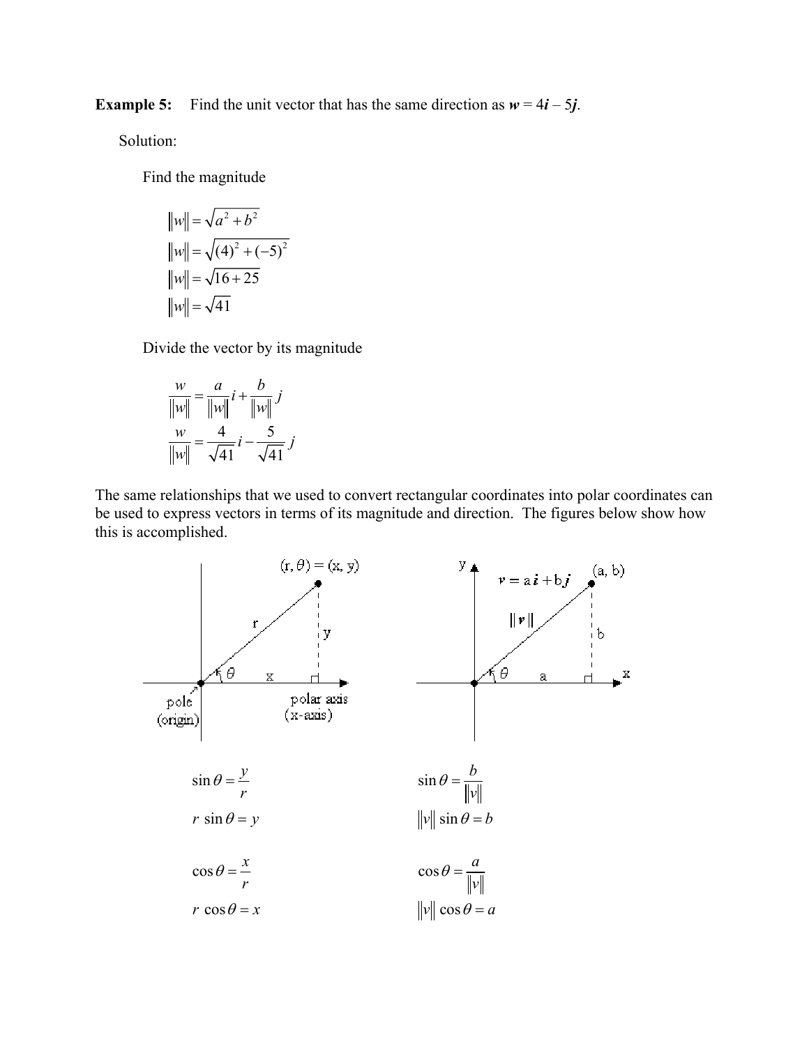**Example 5:** Find the unit vector that has the same direction as $\boldsymbol{w} = 4\boldsymbol{i} - 5\boldsymbol{j}$.

Solution:

Find the magnitude

$$\|w\| = \sqrt{a^2 + b^2}$$
$$\|w\| = \sqrt{(4)^2 + (-5)^2}$$
$$\|w\| = \sqrt{16 + 25}$$
$$\|w\| = \sqrt{41}$$

Divide the vector by its magnitude

$$\frac{w}{\|w\|} = \frac{a}{\|w\|}i + \frac{b}{\|w\|}j$$
$$\frac{w}{\|w\|} = \frac{4}{\sqrt{41}}i - \frac{5}{\sqrt{41}}j$$

The same relationships that we used to convert rectangular coordinates into polar coordinates can be used to express vectors in terms of its magnitude and direction. The figures below show how this is accomplished.

$$\sin\theta = \frac{y}{r} \qquad\qquad \sin\theta = \frac{b}{\|v\|}$$

$$r\,\sin\theta = y \qquad\qquad \|v\|\,\sin\theta = b$$

$$\cos\theta = \frac{x}{r} \qquad\qquad \cos\theta = \frac{a}{\|v\|}$$

$$r\,\cos\theta = x \qquad\qquad \|v\|\,\cos\theta = a$$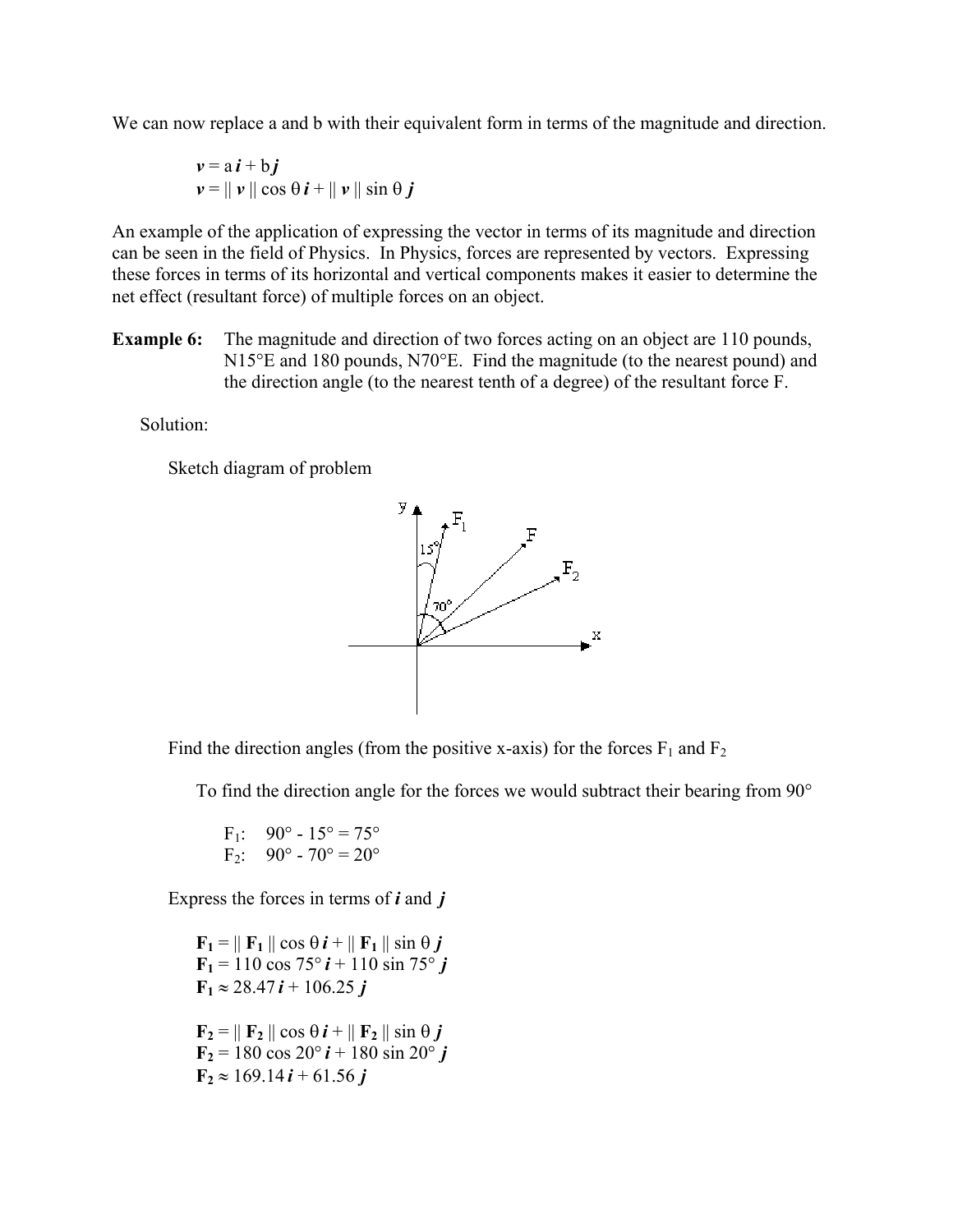We can now replace a and b with their equivalent form in terms of the magnitude and direction.

$\boldsymbol{v} = a\,\boldsymbol{i} + b\,\boldsymbol{j}$
$\boldsymbol{v} = \|\,\boldsymbol{v}\,\| \cos\theta\,\boldsymbol{i} + \|\,\boldsymbol{v}\,\| \sin\theta\,\boldsymbol{j}$

An example of the application of expressing the vector in terms of its magnitude and direction can be seen in the field of Physics. In Physics, forces are represented by vectors. Expressing these forces in terms of its horizontal and vertical components makes it easier to determine the net effect (resultant force) of multiple forces on an object.

**Example 6:** The magnitude and direction of two forces acting on an object are 110 pounds, N15°E and 180 pounds, N70°E. Find the magnitude (to the nearest pound) and the direction angle (to the nearest tenth of a degree) of the resultant force F.

Solution:

Sketch diagram of problem

Find the direction angles (from the positive x-axis) for the forces $F_1$ and $F_2$

To find the direction angle for the forces we would subtract their bearing from 90°

$F_1$: $90° - 15° = 75°$
$F_2$: $90° - 70° = 20°$

Express the forces in terms of $\boldsymbol{i}$ and $\boldsymbol{j}$

$\mathbf{F_1} = \|\,\mathbf{F_1}\,\| \cos\theta\,\boldsymbol{i} + \|\,\mathbf{F_1}\,\| \sin\theta\,\boldsymbol{j}$
$\mathbf{F_1} = 110 \cos 75°\,\boldsymbol{i} + 110 \sin 75°\,\boldsymbol{j}$
$\mathbf{F_1} \approx 28.47\,\boldsymbol{i} + 106.25\,\boldsymbol{j}$

$\mathbf{F_2} = \|\,\mathbf{F_2}\,\| \cos\theta\,\boldsymbol{i} + \|\,\mathbf{F_2}\,\| \sin\theta\,\boldsymbol{j}$
$\mathbf{F_2} = 180 \cos 20°\,\boldsymbol{i} + 180 \sin 20°\,\boldsymbol{j}$
$\mathbf{F_2} \approx 169.14\,\boldsymbol{i} + 61.56\,\boldsymbol{j}$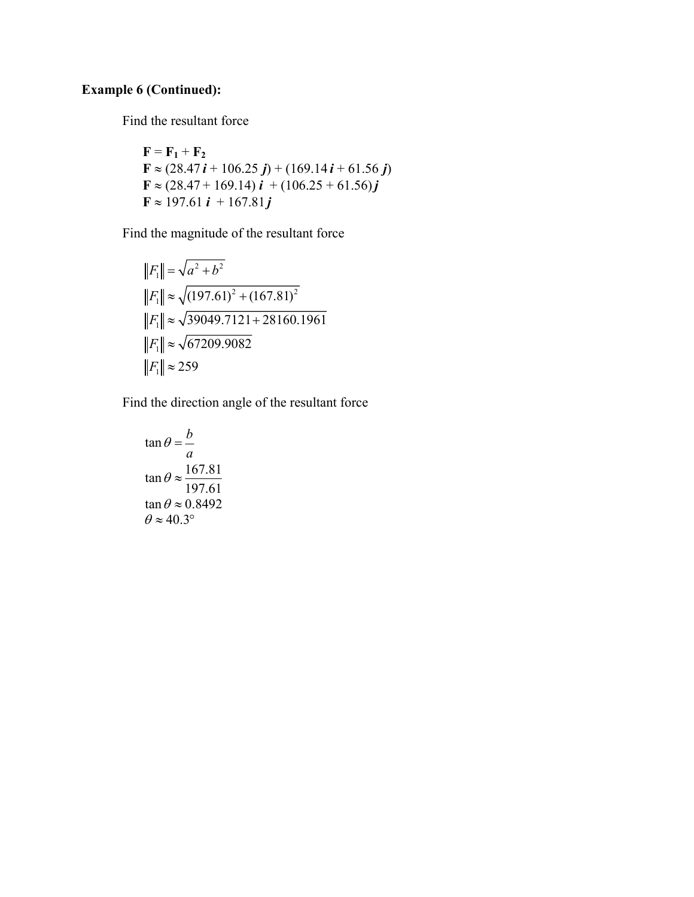**Example 6 (Continued):**

Find the resultant force

$$\mathbf{F} = \mathbf{F_1} + \mathbf{F_2}$$
$$\mathbf{F} \approx (28.47\,\boldsymbol{i} + 106.25\,\boldsymbol{j}) + (169.14\,\boldsymbol{i} + 61.56\,\boldsymbol{j})$$
$$\mathbf{F} \approx (28.47 + 169.14)\,\boldsymbol{i} + (106.25 + 61.56)\,\boldsymbol{j}$$
$$\mathbf{F} \approx 197.61\,\boldsymbol{i} + 167.81\,\boldsymbol{j}$$

Find the magnitude of the resultant force

$$\|F_1\| = \sqrt{a^2 + b^2}$$
$$\|F_1\| \approx \sqrt{(197.61)^2 + (167.81)^2}$$
$$\|F_1\| \approx \sqrt{39049.7121 + 28160.1961}$$
$$\|F_1\| \approx \sqrt{67209.9082}$$
$$\|F_1\| \approx 259$$

Find the direction angle of the resultant force

$$\tan\theta = \frac{b}{a}$$
$$\tan\theta \approx \frac{167.81}{197.61}$$
$$\tan\theta \approx 0.8492$$
$$\theta \approx 40.3^\circ$$